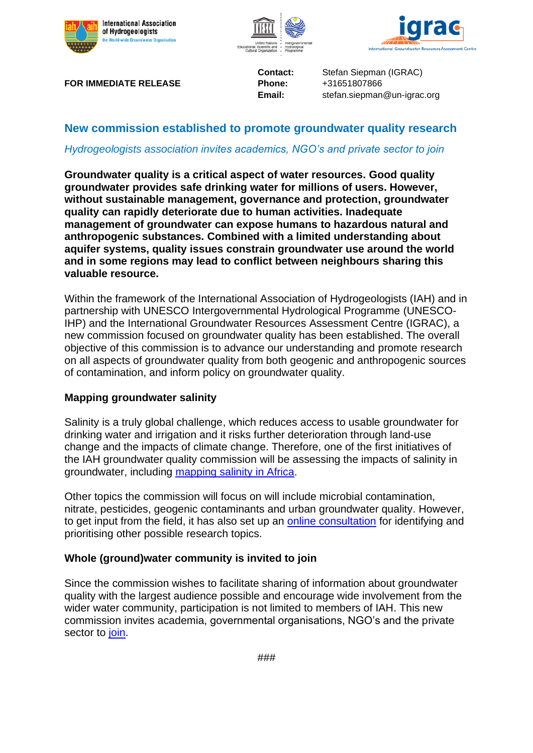**FOR IMMEDIATE RELEASE**

**Contact:** Stefan Siepman (IGRAC)
**Phone:** +31651807866
**Email:** stefan.siepman@un-igrac.org

## New commission established to promote groundwater quality research

*Hydrogeologists association invites academics, NGO's and private sector to join*

**Groundwater quality is a critical aspect of water resources. Good quality groundwater provides safe drinking water for millions of users. However, without sustainable management, governance and protection, groundwater quality can rapidly deteriorate due to human activities. Inadequate management of groundwater can expose humans to hazardous natural and anthropogenic substances. Combined with a limited understanding about aquifer systems, quality issues constrain groundwater use around the world and in some regions may lead to conflict between neighbours sharing this valuable resource.**

Within the framework of the International Association of Hydrogeologists (IAH) and in partnership with UNESCO Intergovernmental Hydrological Programme (UNESCO-IHP) and the International Groundwater Resources Assessment Centre (IGRAC), a new commission focused on groundwater quality has been established. The overall objective of this commission is to advance our understanding and promote research on all aspects of groundwater quality from both geogenic and anthropogenic sources of contamination, and inform policy on groundwater quality.

### Mapping groundwater salinity

Salinity is a truly global challenge, which reduces access to usable groundwater for drinking water and irrigation and it risks further deterioration through land-use change and the impacts of climate change. Therefore, one of the first initiatives of the IAH groundwater quality commission will be assessing the impacts of salinity in groundwater, including mapping salinity in Africa.

Other topics the commission will focus on will include microbial contamination, nitrate, pesticides, geogenic contaminants and urban groundwater quality. However, to get input from the field, it has also set up an online consultation for identifying and prioritising other possible research topics.

### Whole (ground)water community is invited to join

Since the commission wishes to facilitate sharing of information about groundwater quality with the largest audience possible and encourage wide involvement from the wider water community, participation is not limited to members of IAH. This new commission invites academia, governmental organisations, NGO's and the private sector to join.

###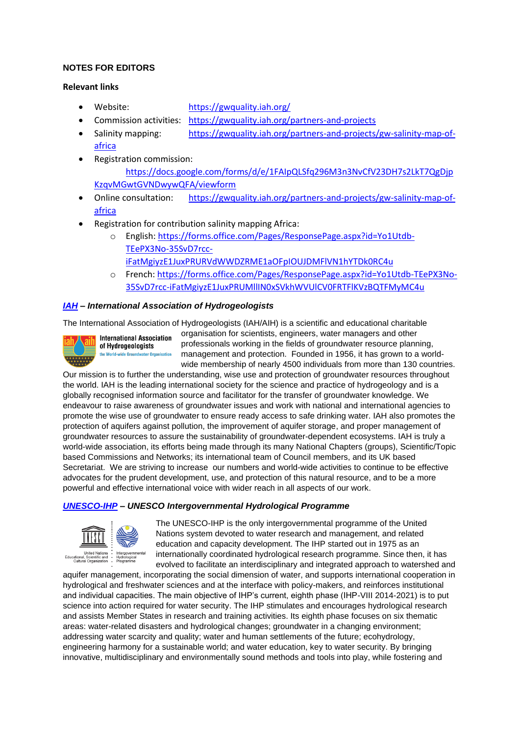**NOTES FOR EDITORS**

**Relevant links**

- Website: https://gwquality.iah.org/
- Commission activities: https://gwquality.iah.org/partners-and-projects
- Salinity mapping: https://gwquality.iah.org/partners-and-projects/gw-salinity-map-of-africa
- Registration commission: https://docs.google.com/forms/d/e/1FAIpQLSfq296M3n3NvCfV23DH7s2LkT7QgDjpKzqvMGwtGVNDwywQFA/viewform
- Online consultation: https://gwquality.iah.org/partners-and-projects/gw-salinity-map-of-africa
- Registration for contribution salinity mapping Africa:
  - English: https://forms.office.com/Pages/ResponsePage.aspx?id=Yo1Utdb-TEePX3No-35SvD7rcc-iFatMgiyzE1JuxPRURVdWWDZRME1aOFpIOUJDMFlVN1hYTDk0RC4u
  - French: https://forms.office.com/Pages/ResponsePage.aspx?id=Yo1Utdb-TEePX3No-35SvD7rcc-iFatMgiyzE1JuxPRUMlIIN0xSVkhWVUlCV0FRTFlKVzBQTFMyMC4u

### ***IAH – International Association of Hydrogeologists***

The International Association of Hydrogeologists (IAH/AIH) is a scientific and educational charitable organisation for scientists, engineers, water managers and other professionals working in the fields of groundwater resource planning, management and protection. Founded in 1956, it has grown to a world-wide membership of nearly 4500 individuals from more than 130 countries. Our mission is to further the understanding, wise use and protection of groundwater resources throughout the world. IAH is the leading international society for the science and practice of hydrogeology and is a globally recognised information source and facilitator for the transfer of groundwater knowledge. We endeavour to raise awareness of groundwater issues and work with national and international agencies to promote the wise use of groundwater to ensure ready access to safe drinking water. IAH also promotes the protection of aquifers against pollution, the improvement of aquifer storage, and proper management of groundwater resources to assure the sustainability of groundwater-dependent ecosystems. IAH is truly a world-wide association, its efforts being made through its many National Chapters (groups), Scientific/Topic based Commissions and Networks; its international team of Council members, and its UK based Secretariat. We are striving to increase our numbers and world-wide activities to continue to be effective advocates for the prudent development, use, and protection of this natural resource, and to be a more powerful and effective international voice with wider reach in all aspects of our work.

### ***UNESCO-IHP – UNESCO Intergovernmental Hydrological Programme***

The UNESCO-IHP is the only intergovernmental programme of the United Nations system devoted to water research and management, and related education and capacity development. The IHP started out in 1975 as an internationally coordinated hydrological research programme. Since then, it has evolved to facilitate an interdisciplinary and integrated approach to watershed and aquifer management, incorporating the social dimension of water, and supports international cooperation in hydrological and freshwater sciences and at the interface with policy-makers, and reinforces institutional and individual capacities. The main objective of IHP's current, eighth phase (IHP-VIII 2014-2021) is to put science into action required for water security. The IHP stimulates and encourages hydrological research and assists Member States in research and training activities. Its eighth phase focuses on six thematic areas: water-related disasters and hydrological changes; groundwater in a changing environment; addressing water scarcity and quality; water and human settlements of the future; ecohydrology, engineering harmony for a sustainable world; and water education, key to water security. By bringing innovative, multidisciplinary and environmentally sound methods and tools into play, while fostering and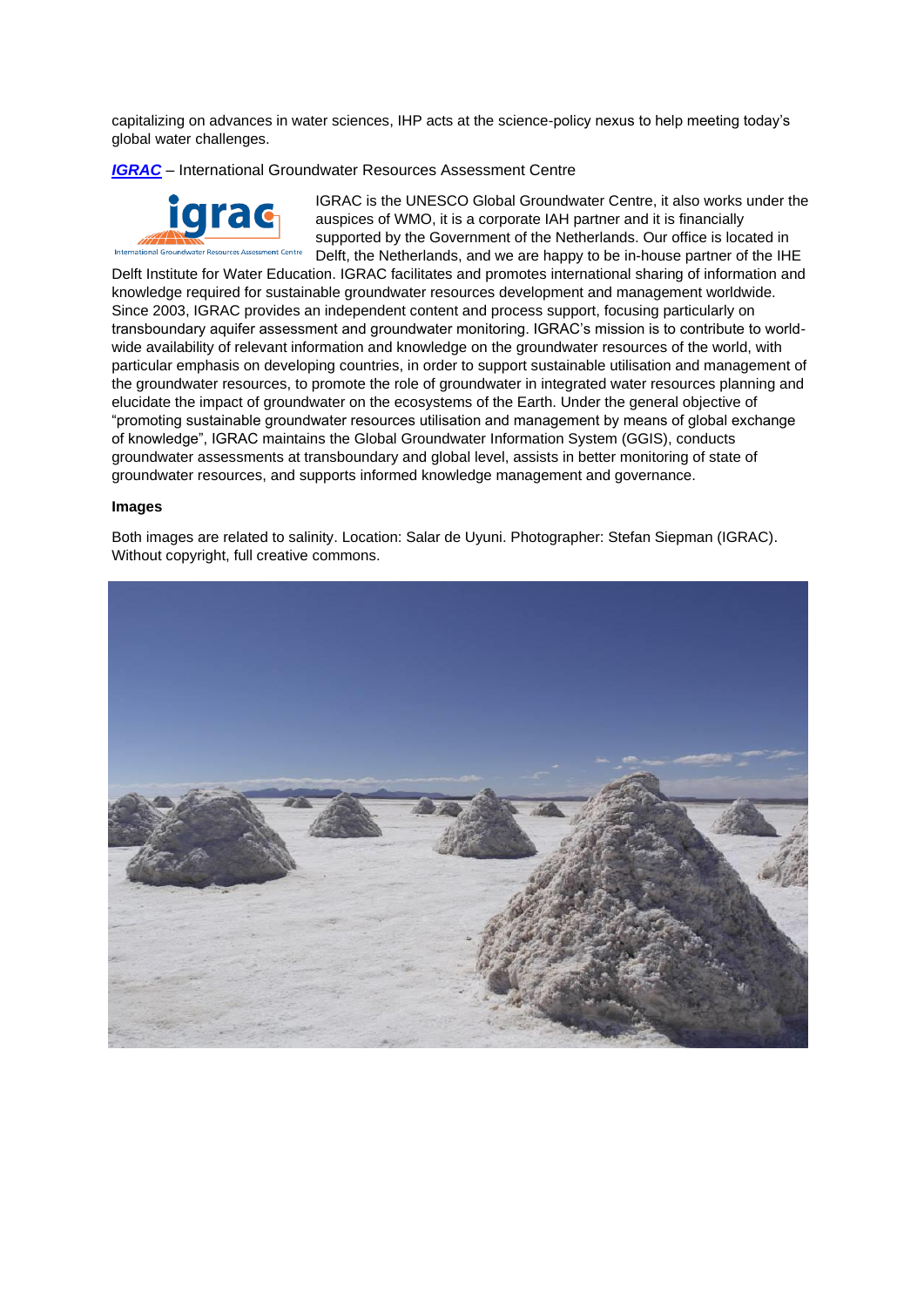capitalizing on advances in water sciences, IHP acts at the science-policy nexus to help meeting today's global water challenges.

***IGRAC*** – International Groundwater Resources Assessment Centre

IGRAC is the UNESCO Global Groundwater Centre, it also works under the auspices of WMO, it is a corporate IAH partner and it is financially supported by the Government of the Netherlands. Our office is located in Delft, the Netherlands, and we are happy to be in-house partner of the IHE Delft Institute for Water Education. IGRAC facilitates and promotes international sharing of information and knowledge required for sustainable groundwater resources development and management worldwide. Since 2003, IGRAC provides an independent content and process support, focusing particularly on transboundary aquifer assessment and groundwater monitoring. IGRAC's mission is to contribute to world-wide availability of relevant information and knowledge on the groundwater resources of the world, with particular emphasis on developing countries, in order to support sustainable utilisation and management of the groundwater resources, to promote the role of groundwater in integrated water resources planning and elucidate the impact of groundwater on the ecosystems of the Earth. Under the general objective of "promoting sustainable groundwater resources utilisation and management by means of global exchange of knowledge", IGRAC maintains the Global Groundwater Information System (GGIS), conducts groundwater assessments at transboundary and global level, assists in better monitoring of state of groundwater resources, and supports informed knowledge management and governance.

**Images**

Both images are related to salinity. Location: Salar de Uyuni. Photographer: Stefan Siepman (IGRAC). Without copyright, full creative commons.